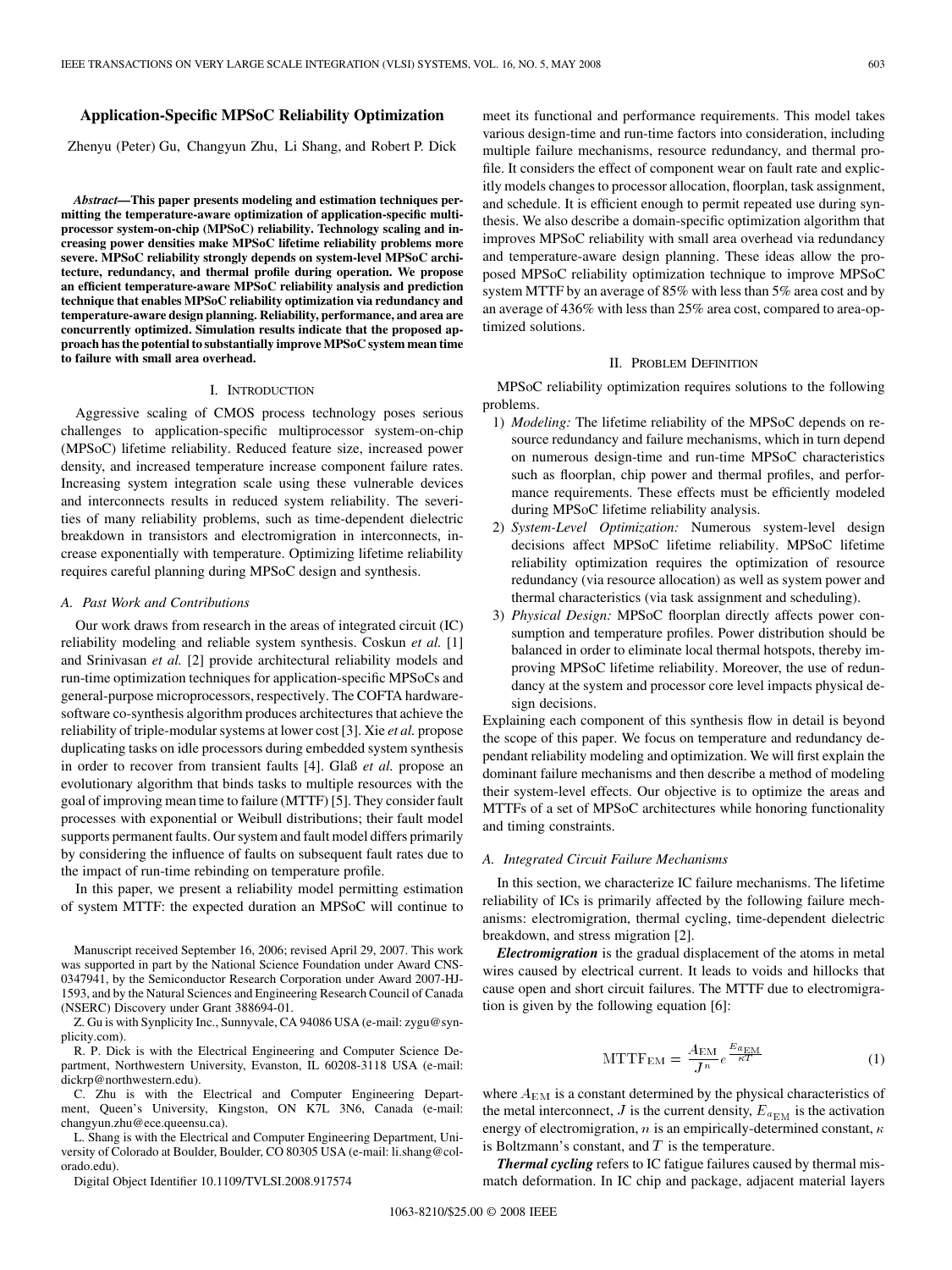# Application-Specific MPSoC Reliability Optimization

Zhenyu (Peter) Gu, Changyun Zhu, Li Shang, and Robert P. Dick

***Abstract*—This paper presents modeling and estimation techniques permitting the temperature-aware optimization of application-specific multiprocessor system-on-chip (MPSoC) reliability. Technology scaling and increasing power densities make MPSoC lifetime reliability problems more severe. MPSoC reliability strongly depends on system-level MPSoC architecture, redundancy, and thermal profile during operation. We propose an efficient temperature-aware MPSoC reliability analysis and prediction technique that enables MPSoC reliability optimization via redundancy and temperature-aware design planning. Reliability, performance, and area are concurrently optimized. Simulation results indicate that the proposed approach has the potential to substantially improve MPSoC system mean time to failure with small area overhead.**

## I. Introduction

Aggressive scaling of CMOS process technology poses serious challenges to application-specific multiprocessor system-on-chip (MPSoC) lifetime reliability. Reduced feature size, increased power density, and increased temperature increase component failure rates. Increasing system integration scale using these vulnerable devices and interconnects results in reduced system reliability. The severities of many reliability problems, such as time-dependent dielectric breakdown in transistors and electromigration in interconnects, increase exponentially with temperature. Optimizing lifetime reliability requires careful planning during MPSoC design and synthesis.

### A. Past Work and Contributions

Our work draws from research in the areas of integrated circuit (IC) reliability modeling and reliable system synthesis. Coskun *et al.* [1] and Srinivasan *et al.* [2] provide architectural reliability models and run-time optimization techniques for application-specific MPSoCs and general-purpose microprocessors, respectively. The COFTA hardware-software co-synthesis algorithm produces architectures that achieve the reliability of triple-modular systems at lower cost [3]. Xie *et al.* propose duplicating tasks on idle processors during embedded system synthesis in order to recover from transient faults [4]. Glaß *et al.* propose an evolutionary algorithm that binds tasks to multiple resources with the goal of improving mean time to failure (MTTF) [5]. They consider fault processes with exponential or Weibull distributions; their fault model supports permanent faults. Our system and fault model differs primarily by considering the influence of faults on subsequent fault rates due to the impact of run-time rebinding on temperature profile.

In this paper, we present a reliability model permitting estimation of system MTTF: the expected duration an MPSoC will continue to meet its functional and performance requirements. This model takes various design-time and run-time factors into consideration, including multiple failure mechanisms, resource redundancy, and thermal profile. It considers the effect of component wear on fault rate and explicitly models changes to processor allocation, floorplan, task assignment, and schedule. It is efficient enough to permit repeated use during synthesis. We also describe a domain-specific optimization algorithm that improves MPSoC reliability with small area overhead via redundancy and temperature-aware design planning. These ideas allow the proposed MPSoC reliability optimization technique to improve MPSoC system MTTF by an average of 85% with less than 5% area cost and by an average of 436% with less than 25% area cost, compared to area-optimized solutions.

Manuscript received September 16, 2006; revised April 29, 2007. This work was supported in part by the National Science Foundation under Award CNS-0347941, by the Semiconductor Research Corporation under Award 2007-HJ-1593, and by the Natural Sciences and Engineering Research Council of Canada (NSERC) Discovery under Grant 388694-01.

Z. Gu is with Synplicity Inc., Sunnyvale, CA 94086 USA (e-mail: zygu@synplicity.com).

R. P. Dick is with the Electrical Engineering and Computer Science Department, Northwestern University, Evanston, IL 60208-3118 USA (e-mail: dickrp@northwestern.edu).

C. Zhu is with the Electrical and Computer Engineering Department, Queen's University, Kingston, ON K7L 3N6, Canada (e-mail: changyun.zhu@ece.queensu.ca).

L. Shang is with the Electrical and Computer Engineering Department, University of Colorado at Boulder, Boulder, CO 80305 USA (e-mail: li.shang@colorado.edu).

Digital Object Identifier 10.1109/TVLSI.2008.917574

## II. Problem Definition

MPSoC reliability optimization requires solutions to the following problems.

1) *Modeling:* The lifetime reliability of the MPSoC depends on resource redundancy and failure mechanisms, which in turn depend on numerous design-time and run-time MPSoC characteristics such as floorplan, chip power and thermal profiles, and performance requirements. These effects must be efficiently modeled during MPSoC lifetime reliability analysis.
2) *System-Level Optimization:* Numerous system-level design decisions affect MPSoC lifetime reliability. MPSoC lifetime reliability optimization requires the optimization of resource redundancy (via resource allocation) as well as system power and thermal characteristics (via task assignment and scheduling).
3) *Physical Design:* MPSoC floorplan directly affects power consumption and temperature profiles. Power distribution should be balanced in order to eliminate local thermal hotspots, thereby improving MPSoC lifetime reliability. Moreover, the use of redundancy at the system and processor core level impacts physical design decisions.

Explaining each component of this synthesis flow in detail is beyond the scope of this paper. We focus on temperature and redundancy dependant reliability modeling and optimization. We will first explain the dominant failure mechanisms and then describe a method of modeling their system-level effects. Our objective is to optimize the areas and MTTFs of a set of MPSoC architectures while honoring functionality and timing constraints.

### A. Integrated Circuit Failure Mechanisms

In this section, we characterize IC failure mechanisms. The lifetime reliability of ICs is primarily affected by the following failure mechanisms: electromigration, thermal cycling, time-dependent dielectric breakdown, and stress migration [2].

***Electromigration*** is the gradual displacement of the atoms in metal wires caused by electrical current. It leads to voids and hillocks that cause open and short circuit failures. The MTTF due to electromigration is given by the following equation [6]:

$$\mathrm{MTTF_{EM}} = \frac{A_{\mathrm{EM}}}{J^n} e^{\frac{E_{a_{\mathrm{EM}}}}{\kappa T}} \tag{1}$$

where $A_{\mathrm{EM}}$ is a constant determined by the physical characteristics of the metal interconnect, $J$ is the current density, $E_{a_{\mathrm{EM}}}$ is the activation energy of electromigration, $n$ is an empirically-determined constant, $\kappa$ is Boltzmann's constant, and $T$ is the temperature.

***Thermal cycling*** refers to IC fatigue failures caused by thermal mismatch deformation. In IC chip and package, adjacent material layers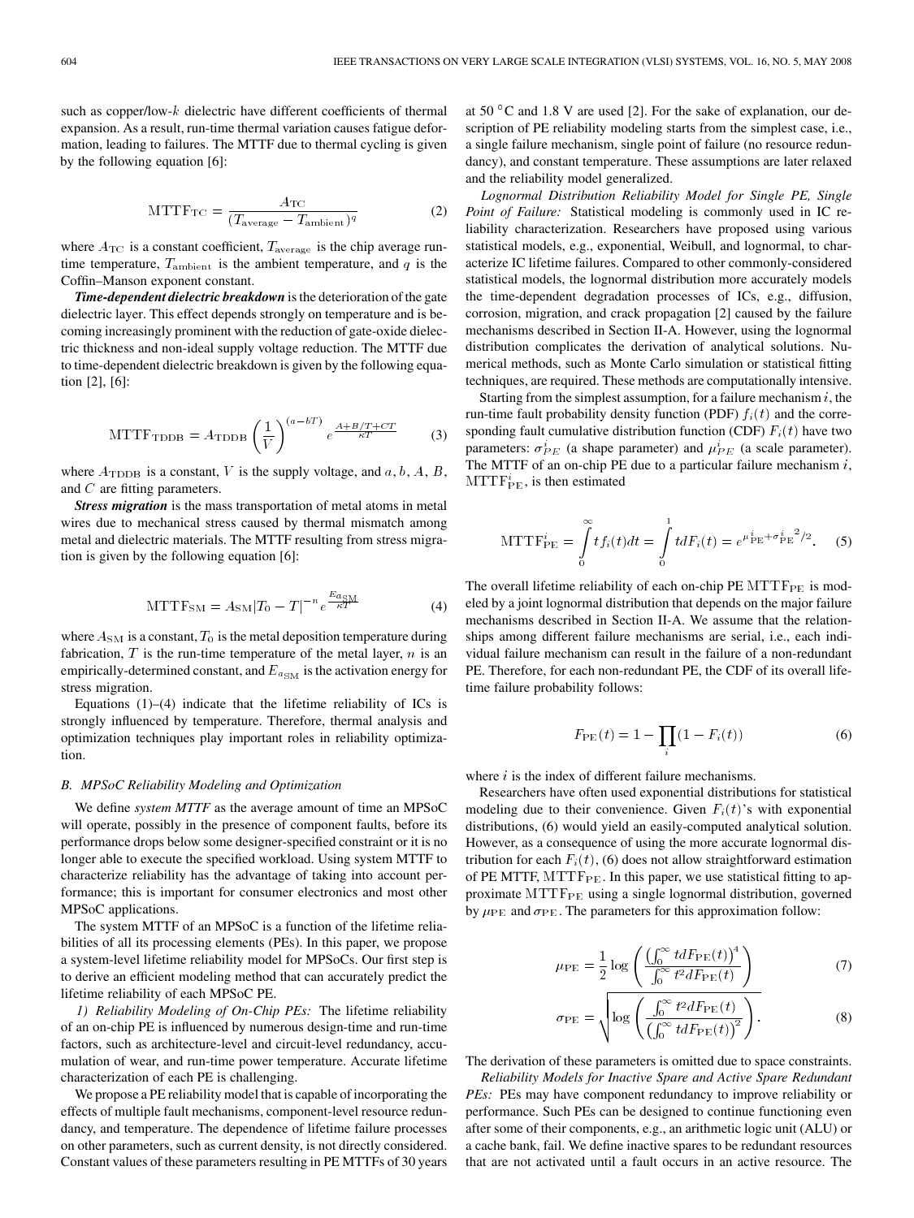such as copper/low-$k$ dielectric have different coefficients of thermal expansion. As a result, run-time thermal variation causes fatigue deformation, leading to failures. The MTTF due to thermal cycling is given by the following equation [6]:

$$\mathrm{MTTF}_{\mathrm{TC}} = \frac{A_{\mathrm{TC}}}{(T_{\mathrm{average}} - T_{\mathrm{ambient}})^{q}} \tag{2}$$

where $A_{\mathrm{TC}}$ is a constant coefficient, $T_{\mathrm{average}}$ is the chip average run-time temperature, $T_{\mathrm{ambient}}$ is the ambient temperature, and $q$ is the Coffin–Manson exponent constant.

***Time-dependent dielectric breakdown*** is the deterioration of the gate dielectric layer. This effect depends strongly on temperature and is becoming increasingly prominent with the reduction of gate-oxide dielectric thickness and non-ideal supply voltage reduction. The MTTF due to time-dependent dielectric breakdown is given by the following equation [2], [6]:

$$\mathrm{MTTF}_{\mathrm{TDDB}} = A_{\mathrm{TDDB}} \left(\frac{1}{V}\right)^{(a-bT)} e^{\frac{A+B/T+CT}{\kappa T}} \tag{3}$$

where $A_{\mathrm{TDDB}}$ is a constant, $V$ is the supply voltage, and $a, b, A, B$, and $C$ are fitting parameters.

***Stress migration*** is the mass transportation of metal atoms in metal wires due to mechanical stress caused by thermal mismatch among metal and dielectric materials. The MTTF resulting from stress migration is given by the following equation [6]:

$$\mathrm{MTTF}_{\mathrm{SM}} = A_{\mathrm{SM}} |T_0 - T|^{-n} e^{\frac{E_{a_{\mathrm{SM}}}}{\kappa T}} \tag{4}$$

where $A_{\mathrm{SM}}$ is a constant, $T_0$ is the metal deposition temperature during fabrication, $T$ is the run-time temperature of the metal layer, $n$ is an empirically-determined constant, and $E_{a_{\mathrm{SM}}}$ is the activation energy for stress migration.

Equations (1)–(4) indicate that the lifetime reliability of ICs is strongly influenced by temperature. Therefore, thermal analysis and optimization techniques play important roles in reliability optimization.

### B. MPSoC Reliability Modeling and Optimization

We define *system MTTF* as the average amount of time an MPSoC will operate, possibly in the presence of component faults, before its performance drops below some designer-specified constraint or it is no longer able to execute the specified workload. Using system MTTF to characterize reliability has the advantage of taking into account performance; this is important for consumer electronics and most other MPSoC applications.

The system MTTF of an MPSoC is a function of the lifetime reliabilities of all its processing elements (PEs). In this paper, we propose a system-level lifetime reliability model for MPSoCs. Our first step is to derive an efficient modeling method that can accurately predict the lifetime reliability of each MPSoC PE.

*1) Reliability Modeling of On-Chip PEs:* The lifetime reliability of an on-chip PE is influenced by numerous design-time and run-time factors, such as architecture-level and circuit-level redundancy, accumulation of wear, and run-time power temperature. Accurate lifetime characterization of each PE is challenging.

We propose a PE reliability model that is capable of incorporating the effects of multiple fault mechanisms, component-level resource redundancy, and temperature. The dependence of lifetime failure processes on other parameters, such as current density, is not directly considered. Constant values of these parameters resulting in PE MTTFs of 30 years at 50 °C and 1.8 V are used [2]. For the sake of explanation, our description of PE reliability modeling starts from the simplest case, i.e., a single failure mechanism, single point of failure (no resource redundancy), and constant temperature. These assumptions are later relaxed and the reliability model generalized.

*Lognormal Distribution Reliability Model for Single PE, Single Point of Failure:* Statistical modeling is commonly used in IC reliability characterization. Researchers have proposed using various statistical models, e.g., exponential, Weibull, and lognormal, to characterize IC lifetime failures. Compared to other commonly-considered statistical models, the lognormal distribution more accurately models the time-dependent degradation processes of ICs, e.g., diffusion, corrosion, migration, and crack propagation [2] caused by the failure mechanisms described in Section II-A. However, using the lognormal distribution complicates the derivation of analytical solutions. Numerical methods, such as Monte Carlo simulation or statistical fitting techniques, are required. These methods are computationally intensive.

Starting from the simplest assumption, for a failure mechanism $i$, the run-time fault probability density function (PDF) $f_i(t)$ and the corresponding fault cumulative distribution function (CDF) $F_i(t)$ have two parameters: $\sigma_{PE}^{i}$ (a shape parameter) and $\mu_{PE}^{i}$ (a scale parameter). The MTTF of an on-chip PE due to a particular failure mechanism $i$, $\mathrm{MTTF}_{\mathrm{PE}}^{i}$, is then estimated

$$\mathrm{MTTF}_{\mathrm{PE}}^{i} = \int_0^{\infty} t f_i(t) dt = \int_0^{1} t dF_i(t) = e^{\mu_{\mathrm{PE}}^{i} + \sigma_{\mathrm{PE}}^{i}{}^{2}/2}. \tag{5}$$

The overall lifetime reliability of each on-chip PE $\mathrm{MTTF}_{\mathrm{PE}}$ is modeled by a joint lognormal distribution that depends on the major failure mechanisms described in Section II-A. We assume that the relationships among different failure mechanisms are serial, i.e., each individual failure mechanism can result in the failure of a non-redundant PE. Therefore, for each non-redundant PE, the CDF of its overall lifetime failure probability follows:

$$F_{\mathrm{PE}}(t) = 1 - \prod_i (1 - F_i(t)) \tag{6}$$

where $i$ is the index of different failure mechanisms.

Researchers have often used exponential distributions for statistical modeling due to their convenience. Given $F_i(t)$'s with exponential distributions, (6) would yield an easily-computed analytical solution. However, as a consequence of using the more accurate lognormal distribution for each $F_i(t)$, (6) does not allow straightforward estimation of PE MTTF, $\mathrm{MTTF}_{\mathrm{PE}}$. In this paper, we use statistical fitting to approximate $\mathrm{MTTF}_{\mathrm{PE}}$ using a single lognormal distribution, governed by $\mu_{\mathrm{PE}}$ and $\sigma_{\mathrm{PE}}$. The parameters for this approximation follow:

$$\mu_{\mathrm{PE}} = \frac{1}{2} \log \left( \frac{\left(\int_0^{\infty} t dF_{\mathrm{PE}}(t)\right)^4}{\int_0^{\infty} t^2 dF_{\mathrm{PE}}(t)} \right) \tag{7}$$

$$\sigma_{\mathrm{PE}} = \sqrt{\log \left( \frac{\int_0^{\infty} t^2 dF_{\mathrm{PE}}(t)}{\left(\int_0^{\infty} t dF_{\mathrm{PE}}(t)\right)^2} \right)}. \tag{8}$$

The derivation of these parameters is omitted due to space constraints.

*Reliability Models for Inactive Spare and Active Spare Redundant PEs:* PEs may have component redundancy to improve reliability or performance. Such PEs can be designed to continue functioning even after some of their components, e.g., an arithmetic logic unit (ALU) or a cache bank, fail. We define inactive spares to be redundant resources that are not activated until a fault occurs in an active resource. The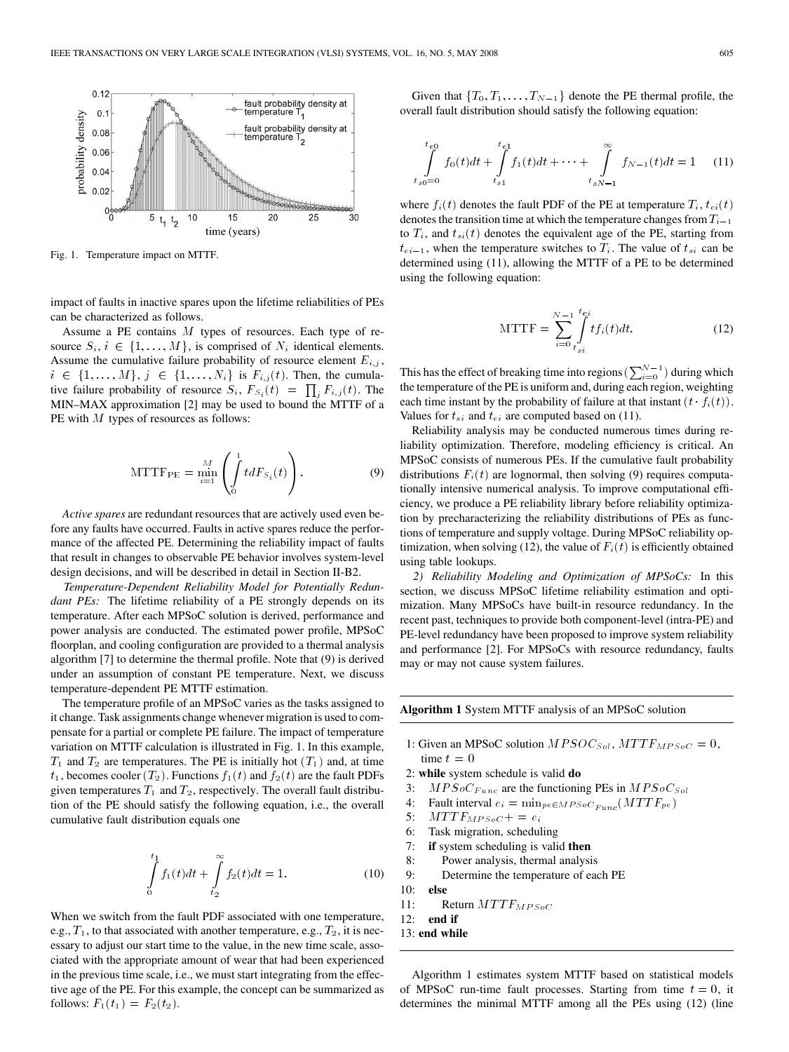Fig. 1. Temperature impact on MTTF.

impact of faults in inactive spares upon the lifetime reliabilities of PEs can be characterized as follows.

Assume a PE contains $M$ types of resources. Each type of resource $S_i$, $i \in \{1, \ldots, M\}$, is comprised of $N_i$ identical elements. Assume the cumulative failure probability of resource element $E_{i,j}$, $i \in \{1, \ldots, M\}$, $j \in \{1, \ldots, N_i\}$ is $F_{i,j}(t)$. Then, the cumulative failure probability of resource $S_i$, $F_{S_i}(t) = \prod_j F_{i,j}(t)$. The MIN–MAX approximation [2] may be used to bound the MTTF of a PE with $M$ types of resources as follows:

$$\text{MTTF}_{\text{PE}} = \min_{i=1}^{M} \left( \int_0^1 t dF_{S_i}(t) \right). \tag{9}$$

*Active spares* are redundant resources that are actively used even before any faults have occurred. Faults in active spares reduce the performance of the affected PE. Determining the reliability impact of faults that result in changes to observable PE behavior involves system-level design decisions, and will be described in detail in Section II-B2.

*Temperature-Dependent Reliability Model for Potentially Redundant PEs:* The lifetime reliability of a PE strongly depends on its temperature. After each MPSoC solution is derived, performance and power analysis are conducted. The estimated power profile, MPSoC floorplan, and cooling configuration are provided to a thermal analysis algorithm [7] to determine the thermal profile. Note that (9) is derived under an assumption of constant PE temperature. Next, we discuss temperature-dependent PE MTTF estimation.

The temperature profile of an MPSoC varies as the tasks assigned to it change. Task assignments change whenever migration is used to compensate for a partial or complete PE failure. The impact of temperature variation on MTTF calculation is illustrated in Fig. 1. In this example, $T_1$ and $T_2$ are temperatures. The PE is initially hot ($T_1$) and, at time $t_1$, becomes cooler ($T_2$). Functions $f_1(t)$ and $f_2(t)$ are the fault PDFs given temperatures $T_1$ and $T_2$, respectively. The overall fault distribution of the PE should satisfy the following equation, i.e., the overall cumulative fault distribution equals one

$$\int_0^{t_1} f_1(t)dt + \int_{t_2}^{\infty} f_2(t)dt = 1. \tag{10}$$

When we switch from the fault PDF associated with one temperature, e.g., $T_1$, to that associated with another temperature, e.g., $T_2$, it is necessary to adjust our start time to the value, in the new time scale, associated with the appropriate amount of wear that had been experienced in the previous time scale, i.e., we must start integrating from the effective age of the PE. For this example, the concept can be summarized as follows: $F_1(t_1) = F_2(t_2)$.

Given that $\{T_0, T_1, \ldots, T_{N-1}\}$ denote the PE thermal profile, the overall fault distribution should satisfy the following equation:

$$\int_{t_{s0}=0}^{t_{e0}} f_0(t)dt + \int_{t_{s1}}^{t_{e1}} f_1(t)dt + \cdots + \int_{t_{sN-1}}^{\infty} f_{N-1}(t)dt = 1 \tag{11}$$

where $f_i(t)$ denotes the fault PDF of the PE at temperature $T_i$, $t_{ei}(t)$ denotes the transition time at which the temperature changes from $T_{i-1}$ to $T_i$, and $t_{si}(t)$ denotes the equivalent age of the PE, starting from $t_{ei-1}$, when the temperature switches to $T_i$. The value of $t_{si}$ can be determined using (11), allowing the MTTF of a PE to be determined using the following equation:

$$\text{MTTF} = \sum_{i=0}^{N-1} \int_{t_{si}}^{t_{ei}} t f_i(t) dt. \tag{12}$$

This has the effect of breaking time into regions ($\sum_{i=0}^{N-1}$) during which the temperature of the PE is uniform and, during each region, weighting each time instant by the probability of failure at that instant ($t \cdot f_i(t)$). Values for $t_{si}$ and $t_{ei}$ are computed based on (11).

Reliability analysis may be conducted numerous times during reliability optimization. Therefore, modeling efficiency is critical. An MPSoC consists of numerous PEs. If the cumulative fault probability distributions $F_i(t)$ are lognormal, then solving (9) requires computationally intensive numerical analysis. To improve computational efficiency, we produce a PE reliability library before reliability optimization by precharacterizing the reliability distributions of PEs as functions of temperature and supply voltage. During MPSoC reliability optimization, when solving (12), the value of $F_i(t)$ is efficiently obtained using table lookups.

*2) Reliability Modeling and Optimization of MPSoCs:* In this section, we discuss MPSoC lifetime reliability estimation and optimization. Many MPSoCs have built-in resource redundancy. In the recent past, techniques to provide both component-level (intra-PE) and PE-level redundancy have been proposed to improve system reliability and performance [2]. For MPSoCs with resource redundancy, faults may or may not cause system failures.

**Algorithm 1** System MTTF analysis of an MPSoC solution

```
1: Given an MPSoC solution MPSOC_Sol, MTTF_MPSoC = 0,
   time t = 0
2: while system schedule is valid do
3:    MPSoC_Func are the functioning PEs in MPSoC_Sol
4:    Fault interval e_i = min_{pe∈MPSoC_Func}(MTTF_pe)
5:    MTTF_MPSoC += e_i
6:    Task migration, scheduling
7:    if system scheduling is valid then
8:       Power analysis, thermal analysis
9:       Determine the temperature of each PE
10:   else
11:      Return MTTF_MPSoC
12:   end if
13: end while
```

Algorithm 1 estimates system MTTF based on statistical models of MPSoC run-time fault processes. Starting from time $t = 0$, it determines the minimal MTTF among all the PEs using (12) (line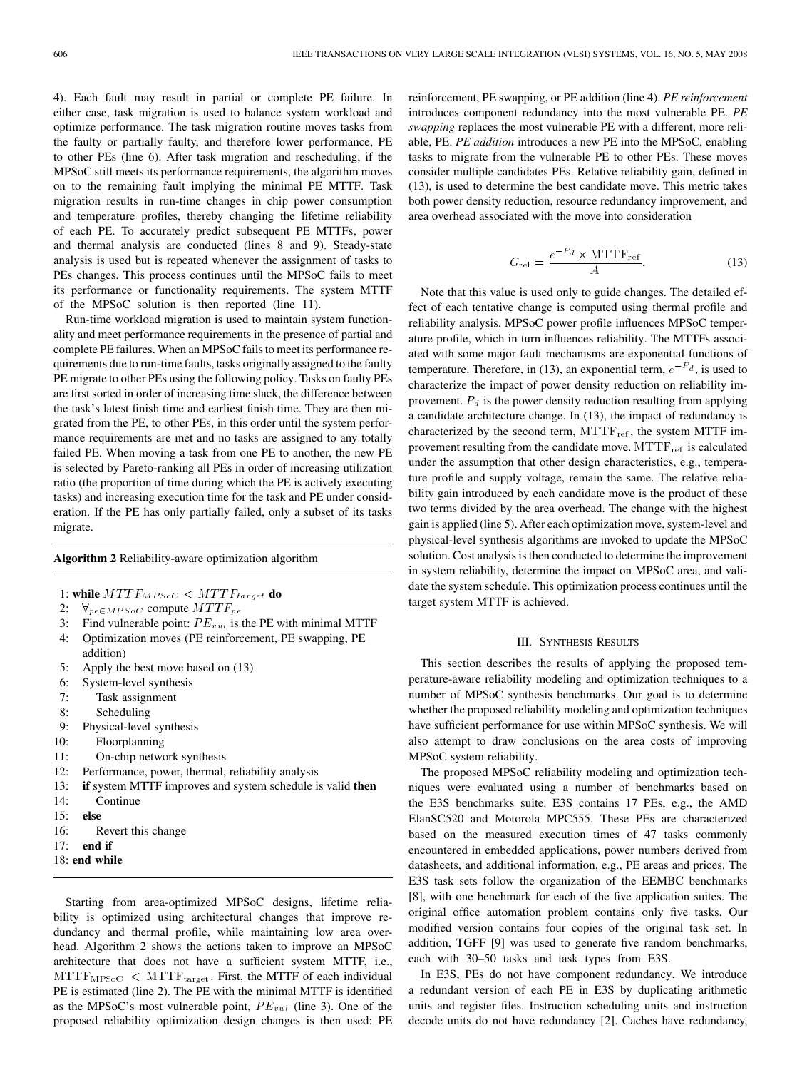4). Each fault may result in partial or complete PE failure. In either case, task migration is used to balance system workload and optimize performance. The task migration routine moves tasks from the faulty or partially faulty, and therefore lower performance, PE to other PEs (line 6). After task migration and rescheduling, if the MPSoC still meets its performance requirements, the algorithm moves on to the remaining fault implying the minimal PE MTTF. Task migration results in run-time changes in chip power consumption and temperature profiles, thereby changing the lifetime reliability of each PE. To accurately predict subsequent PE MTTFs, power and thermal analysis are conducted (lines 8 and 9). Steady-state analysis is used but is repeated whenever the assignment of tasks to PEs changes. This process continues until the MPSoC fails to meet its performance or functionality requirements. The system MTTF of the MPSoC solution is then reported (line 11).

Run-time workload migration is used to maintain system functionality and meet performance requirements in the presence of partial and complete PE failures. When an MPSoC fails to meet its performance requirements due to run-time faults, tasks originally assigned to the faulty PE migrate to other PEs using the following policy. Tasks on faulty PEs are first sorted in order of increasing time slack, the difference between the task's latest finish time and earliest finish time. They are then migrated from the PE, to other PEs, in this order until the system performance requirements are met and no tasks are assigned to any totally failed PE. When moving a task from one PE to another, the new PE is selected by Pareto-ranking all PEs in order of increasing utilization ratio (the proportion of time during which the PE is actively executing tasks) and increasing execution time for the task and PE under consideration. If the PE has only partially failed, only a subset of its tasks migrate.

**Algorithm 2** Reliability-aware optimization algorithm

```
1: while MTTF_MPSoC < MTTF_target do
2:   ∀ pe∈MPSoC compute MTTF_pe
3:   Find vulnerable point: PE_vul is the PE with minimal MTTF
4:   Optimization moves (PE reinforcement, PE swapping, PE
     addition)
5:   Apply the best move based on (13)
6:   System-level synthesis
7:     Task assignment
8:     Scheduling
9:   Physical-level synthesis
10:    Floorplanning
11:    On-chip network synthesis
12:  Performance, power, thermal, reliability analysis
13:  if system MTTF improves and system schedule is valid then
14:    Continue
15:  else
16:    Revert this change
17:  end if
18: end while
```

Starting from area-optimized MPSoC designs, lifetime reliability is optimized using architectural changes that improve redundancy and thermal profile, while maintaining low area overhead. Algorithm 2 shows the actions taken to improve an MPSoC architecture that does not have a sufficient system MTTF, i.e., $\mathrm{MTTF}_{\mathrm{MPSoC}} < \mathrm{MTTF}_{\mathrm{target}}$. First, the MTTF of each individual PE is estimated (line 2). The PE with the minimal MTTF is identified as the MPSoC's most vulnerable point, $PE_{vul}$ (line 3). One of the proposed reliability optimization design changes is then used: PE reinforcement, PE swapping, or PE addition (line 4). *PE reinforcement* introduces component redundancy into the most vulnerable PE. *PE swapping* replaces the most vulnerable PE with a different, more reliable, PE. *PE addition* introduces a new PE into the MPSoC, enabling tasks to migrate from the vulnerable PE to other PEs. These moves consider multiple candidates PEs. Relative reliability gain, defined in (13), is used to determine the best candidate move. This metric takes both power density reduction, resource redundancy improvement, and area overhead associated with the move into consideration

$$G_{\mathrm{rel}} = \frac{e^{-P_d} \times \mathrm{MTTF}_{\mathrm{ref}}}{A}. \tag{13}$$

Note that this value is used only to guide changes. The detailed effect of each tentative change is computed using thermal profile and reliability analysis. MPSoC power profile influences MPSoC temperature profile, which in turn influences reliability. The MTTFs associated with some major fault mechanisms are exponential functions of temperature. Therefore, in (13), an exponential term, $e^{-P_d}$, is used to characterize the impact of power density reduction on reliability improvement. $P_d$ is the power density reduction resulting from applying a candidate architecture change. In (13), the impact of redundancy is characterized by the second term, $\mathrm{MTTF}_{\mathrm{ref}}$, the system MTTF improvement resulting from the candidate move. $\mathrm{MTTF}_{\mathrm{ref}}$ is calculated under the assumption that other design characteristics, e.g., temperature profile and supply voltage, remain the same. The relative reliability gain introduced by each candidate move is the product of these two terms divided by the area overhead. The change with the highest gain is applied (line 5). After each optimization move, system-level and physical-level synthesis algorithms are invoked to update the MPSoC solution. Cost analysis is then conducted to determine the improvement in system reliability, determine the impact on MPSoC area, and validate the system schedule. This optimization process continues until the target system MTTF is achieved.

## III. Synthesis Results

This section describes the results of applying the proposed temperature-aware reliability modeling and optimization techniques to a number of MPSoC synthesis benchmarks. Our goal is to determine whether the proposed reliability modeling and optimization techniques have sufficient performance for use within MPSoC synthesis. We will also attempt to draw conclusions on the area costs of improving MPSoC system reliability.

The proposed MPSoC reliability modeling and optimization techniques were evaluated using a number of benchmarks based on the E3S benchmarks suite. E3S contains 17 PEs, e.g., the AMD ElanSC520 and Motorola MPC555. These PEs are characterized based on the measured execution times of 47 tasks commonly encountered in embedded applications, power numbers derived from datasheets, and additional information, e.g., PE areas and prices. The E3S task sets follow the organization of the EEMBC benchmarks [8], with one benchmark for each of the five application suites. The original office automation problem contains only five tasks. Our modified version contains four copies of the original task set. In addition, TGFF [9] was used to generate five random benchmarks, each with 30–50 tasks and task types from E3S.

In E3S, PEs do not have component redundancy. We introduce a redundant version of each PE in E3S by duplicating arithmetic units and register files. Instruction scheduling units and instruction decode units do not have redundancy [2]. Caches have redundancy,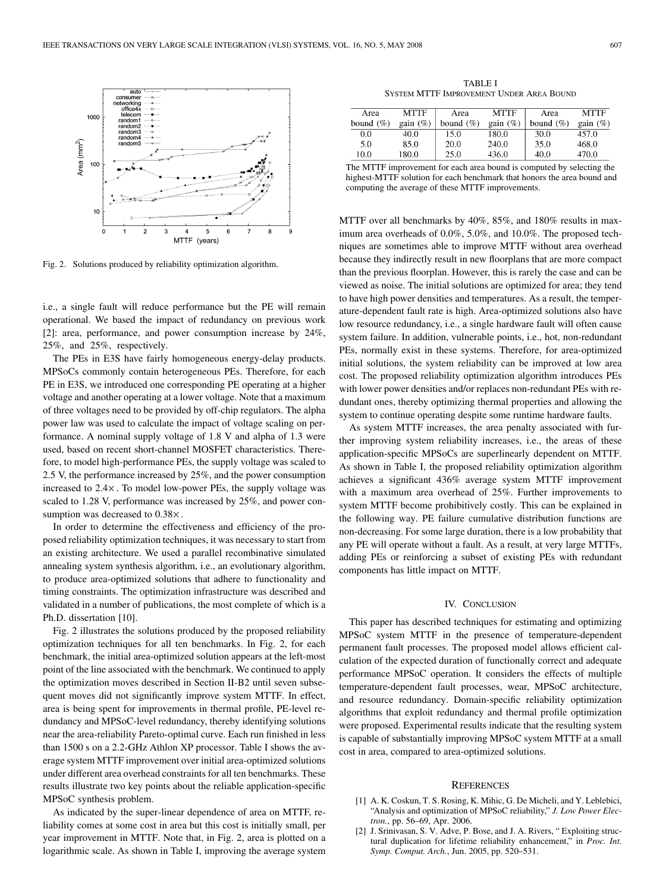Fig. 2. Solutions produced by reliability optimization algorithm.

i.e., a single fault will reduce performance but the PE will remain operational. We based the impact of redundancy on previous work [2]: area, performance, and power consumption increase by 24%, 25%, and 25%, respectively.

The PEs in E3S have fairly homogeneous energy-delay products. MPSoCs commonly contain heterogeneous PEs. Therefore, for each PE in E3S, we introduced one corresponding PE operating at a higher voltage and another operating at a lower voltage. Note that a maximum of three voltages need to be provided by off-chip regulators. The alpha power law was used to calculate the impact of voltage scaling on performance. A nominal supply voltage of 1.8 V and alpha of 1.3 were used, based on recent short-channel MOSFET characteristics. Therefore, to model high-performance PEs, the supply voltage was scaled to 2.5 V, the performance increased by 25%, and the power consumption increased to 2.4×. To model low-power PEs, the supply voltage was scaled to 1.28 V, performance was increased by 25%, and power consumption was decreased to 0.38×.

In order to determine the effectiveness and efficiency of the proposed reliability optimization techniques, it was necessary to start from an existing architecture. We used a parallel recombinative simulated annealing system synthesis algorithm, i.e., an evolutionary algorithm, to produce area-optimized solutions that adhere to functionality and timing constraints. The optimization infrastructure was described and validated in a number of publications, the most complete of which is a Ph.D. dissertation [10].

Fig. 2 illustrates the solutions produced by the proposed reliability optimization techniques for all ten benchmarks. In Fig. 2, for each benchmark, the initial area-optimized solution appears at the left-most point of the line associated with the benchmark. We continued to apply the optimization moves described in Section II-B2 until seven subsequent moves did not significantly improve system MTTF. In effect, area is being spent for improvements in thermal profile, PE-level redundancy and MPSoC-level redundancy, thereby identifying solutions near the area-reliability Pareto-optimal curve. Each run finished in less than 1500 s on a 2.2-GHz Athlon XP processor. Table I shows the average system MTTF improvement over initial area-optimized solutions under different area overhead constraints for all ten benchmarks. These results illustrate two key points about the reliable application-specific MPSoC synthesis problem.

As indicated by the super-linear dependence of area on MTTF, reliability comes at some cost in area but this cost is initially small, per year improvement in MTTF. Note that, in Fig. 2, area is plotted on a logarithmic scale. As shown in Table I, improving the average system MTTF over all benchmarks by 40%, 85%, and 180% results in maximum area overheads of 0.0%, 5.0%, and 10.0%. The proposed techniques are sometimes able to improve MTTF without area overhead because they indirectly result in new floorplans that are more compact than the previous floorplan. However, this is rarely the case and can be viewed as noise. The initial solutions are optimized for area; they tend to have high power densities and temperatures. As a result, the temperature-dependent fault rate is high. Area-optimized solutions also have low resource redundancy, i.e., a single hardware fault will often cause system failure. In addition, vulnerable points, i.e., hot, non-redundant PEs, normally exist in these systems. Therefore, for area-optimized initial solutions, the system reliability can be improved at low area cost. The proposed reliability optimization algorithm introduces PEs with lower power densities and/or replaces non-redundant PEs with redundant ones, thereby optimizing thermal properties and allowing the system to continue operating despite some runtime hardware faults.

TABLE I
SYSTEM MTTF IMPROVEMENT UNDER AREA BOUND

| Area bound (%) | MTTF gain (%) | Area bound (%) | MTTF gain (%) | Area bound (%) | MTTF gain (%) |
|---|---|---|---|---|---|
| 0.0 | 40.0 | 15.0 | 180.0 | 30.0 | 457.0 |
| 5.0 | 85.0 | 20.0 | 240.0 | 35.0 | 468.0 |
| 10.0 | 180.0 | 25.0 | 436.0 | 40.0 | 470.0 |

The MTTF improvement for each area bound is computed by selecting the highest-MTTF solution for each benchmark that honors the area bound and computing the average of these MTTF improvements.

As system MTTF increases, the area penalty associated with further improving system reliability increases, i.e., the areas of these application-specific MPSoCs are superlinearly dependent on MTTF. As shown in Table I, the proposed reliability optimization algorithm achieves a significant 436% average system MTTF improvement with a maximum area overhead of 25%. Further improvements to system MTTF become prohibitively costly. This can be explained in the following way. PE failure cumulative distribution functions are non-decreasing. For some large duration, there is a low probability that any PE will operate without a fault. As a result, at very large MTTFs, adding PEs or reinforcing a subset of existing PEs with redundant components has little impact on MTTF.

## IV. Conclusion

This paper has described techniques for estimating and optimizing MPSoC system MTTF in the presence of temperature-dependent permanent fault processes. The proposed model allows efficient calculation of the expected duration of functionally correct and adequate performance MPSoC operation. It considers the effects of multiple temperature-dependent fault processes, wear, MPSoC architecture, and resource redundancy. Domain-specific reliability optimization algorithms that exploit redundancy and thermal profile optimization were proposed. Experimental results indicate that the resulting system is capable of substantially improving MPSoC system MTTF at a small cost in area, compared to area-optimized solutions.

## References

[1] A. K. Coskun, T. S. Rosing, K. Mihic, G. De Micheli, and Y. Leblebici, "Analysis and optimization of MPSoC reliability," *J. Low Power Electron.*, pp. 56–69, Apr. 2006.

[2] J. Srinivasan, S. V. Adve, P. Bose, and J. A. Rivers, " Exploiting structural duplication for lifetime reliability enhancement," in *Proc. Int. Symp. Comput. Arch.*, Jun. 2005, pp. 520–531.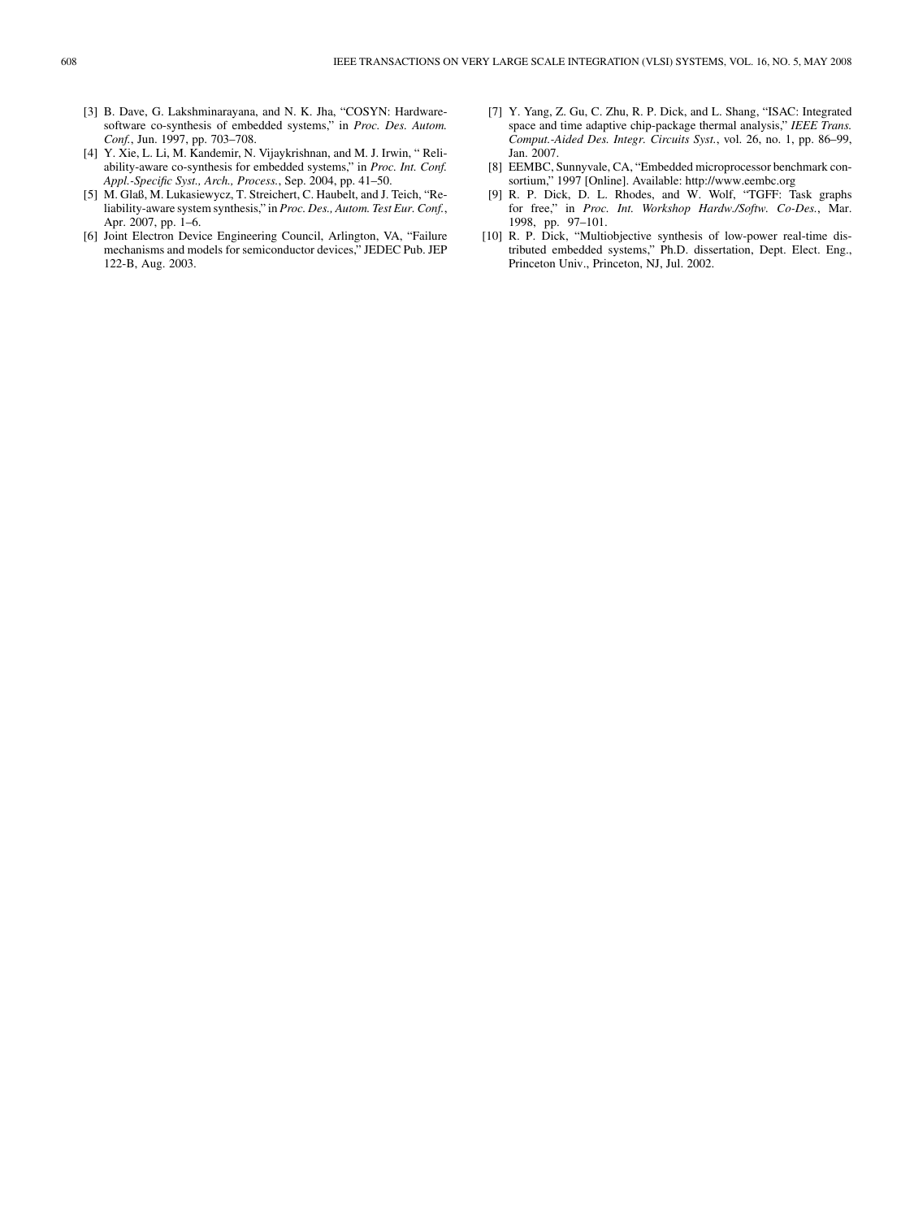[3] B. Dave, G. Lakshminarayana, and N. K. Jha, "COSYN: Hardware-software co-synthesis of embedded systems," in *Proc. Des. Autom. Conf.*, Jun. 1997, pp. 703–708.

[4] Y. Xie, L. Li, M. Kandemir, N. Vijaykrishnan, and M. J. Irwin, " Reliability-aware co-synthesis for embedded systems," in *Proc. Int. Conf. Appl.-Specific Syst., Arch., Process.*, Sep. 2004, pp. 41–50.

[5] M. Glaß, M. Lukasiewycz, T. Streichert, C. Haubelt, and J. Teich, "Reliability-aware system synthesis," in *Proc. Des., Autom. Test Eur. Conf.*, Apr. 2007, pp. 1–6.

[6] Joint Electron Device Engineering Council, Arlington, VA, "Failure mechanisms and models for semiconductor devices," JEDEC Pub. JEP 122-B, Aug. 2003.

[7] Y. Yang, Z. Gu, C. Zhu, R. P. Dick, and L. Shang, "ISAC: Integrated space and time adaptive chip-package thermal analysis," *IEEE Trans. Comput.-Aided Des. Integr. Circuits Syst.*, vol. 26, no. 1, pp. 86–99, Jan. 2007.

[8] EEMBC, Sunnyvale, CA, "Embedded microprocessor benchmark consortium," 1997 [Online]. Available: http://www.eembc.org

[9] R. P. Dick, D. L. Rhodes, and W. Wolf, "TGFF: Task graphs for free," in *Proc. Int. Workshop Hardw./Softw. Co-Des.*, Mar. 1998, pp. 97–101.

[10] R. P. Dick, "Multiobjective synthesis of low-power real-time distributed embedded systems," Ph.D. dissertation, Dept. Elect. Eng., Princeton Univ., Princeton, NJ, Jul. 2002.